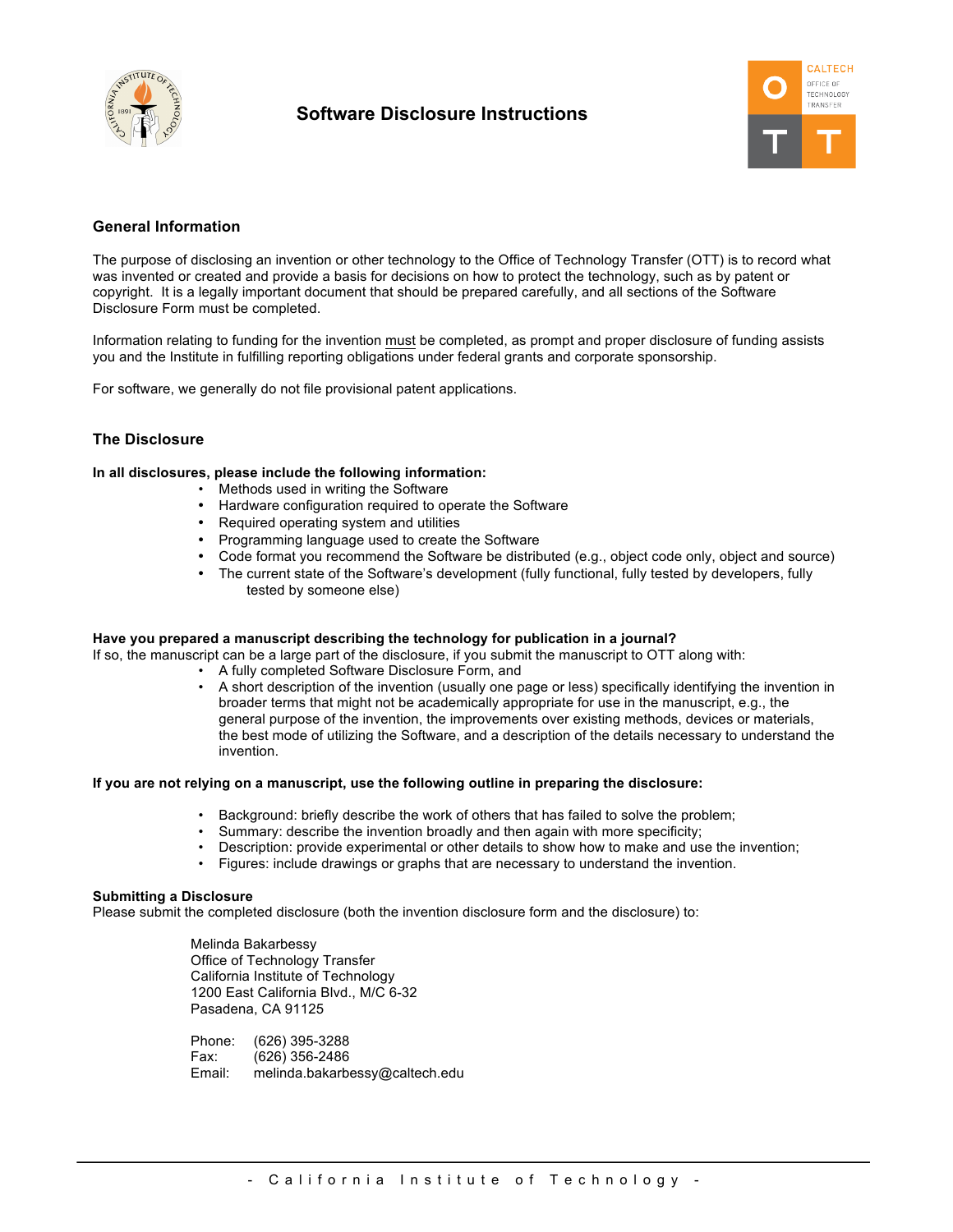# Software Disclosure Instructions

## General Information

The purpose of disclosing an invention or other technology to the Office of Technology Transfer (OTT) is to record what was invented or created and provide a basis for decisions on how to protect the technology, such as by patent or copyright. It is a legally important document that should be prepared carefully, and all sections of the Software Disclosure Form must be completed.

Information relating to funding for the invention must be completed, as prompt and proper disclosure of funding assists you and the Institute in fulfilling reporting obligations under federal grants and corporate sponsorship.

For software, we generally do not file provisional patent applications.

## The Disclosure

**In all disclosures, please include the following information:**

- Methods used in writing the Software
- Hardware configuration required to operate the Software
- Required operating system and utilities
- Programming language used to create the Software
- Code format you recommend the Software be distributed (e.g., object code only, object and source)
- The current state of the Software's development (fully functional, fully tested by developers, fully tested by someone else)

**Have you prepared a manuscript describing the technology for publication in a journal?**

If so, the manuscript can be a large part of the disclosure, if you submit the manuscript to OTT along with:

- A fully completed Software Disclosure Form, and
- A short description of the invention (usually one page or less) specifically identifying the invention in broader terms that might not be academically appropriate for use in the manuscript, e.g., the general purpose of the invention, the improvements over existing methods, devices or materials, the best mode of utilizing the Software, and a description of the details necessary to understand the invention.

**If you are not relying on a manuscript, use the following outline in preparing the disclosure:**

- Background: briefly describe the work of others that has failed to solve the problem;
- Summary: describe the invention broadly and then again with more specificity;
- Description: provide experimental or other details to show how to make and use the invention;
- Figures: include drawings or graphs that are necessary to understand the invention.

**Submitting a Disclosure**

Please submit the completed disclosure (both the invention disclosure form and the disclosure) to:

Melinda Bakarbessy
Office of Technology Transfer
California Institute of Technology
1200 East California Blvd., M/C 6-32
Pasadena, CA 91125

Phone: (626) 395-3288
Fax: (626) 356-2486
Email: melinda.bakarbessy@caltech.edu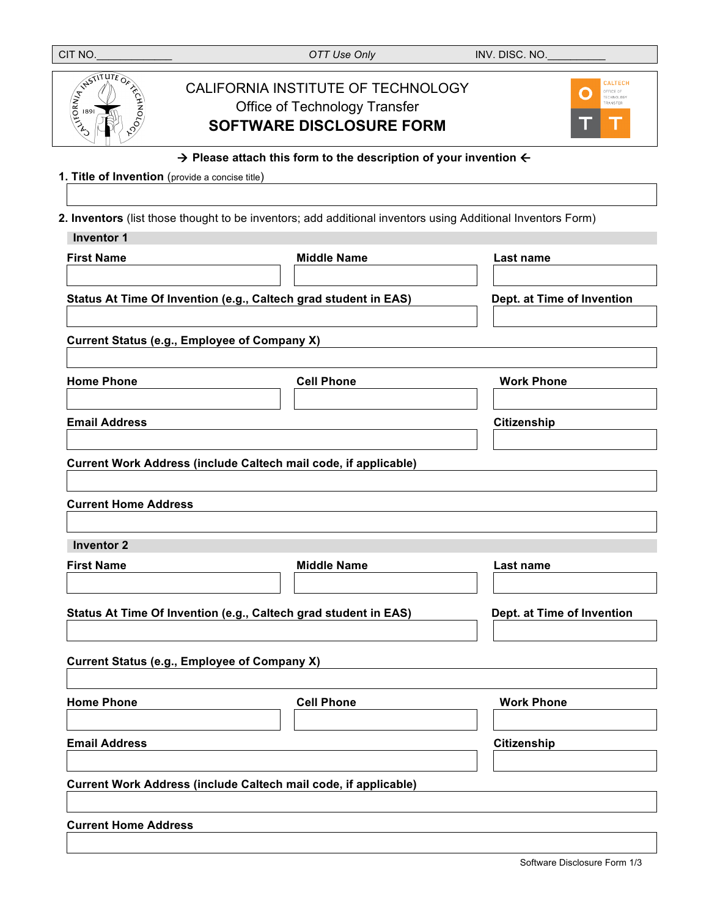| CIT NO.\_\_\_\_\_\_\_\_\_\_\_\_\_ | *OTT Use Only* | INV. DISC. NO.\_\_\_\_\_\_\_\_\_\_ |
|---|---|---|

# CALIFORNIA INSTITUTE OF TECHNOLOGY
## Office of Technology Transfer
## SOFTWARE DISCLOSURE FORM

**→ Please attach this form to the description of your invention ←**

**1. Title of Invention** (provide a concise title)

| |
|---|
| |

**2. Inventors** (list those thought to be inventors; add additional inventors using Additional Inventors Form)

### Inventor 1

| **First Name** | **Middle Name** | **Last name** |
|---|---|---|
| | | |

| **Status At Time Of Invention (e.g., Caltech grad student in EAS)** | **Dept. at Time of Invention** |
|---|---|
| | |

**Current Status (e.g., Employee of Company X)**

| |
|---|
| |

| **Home Phone** | **Cell Phone** | **Work Phone** |
|---|---|---|
| | | |

| **Email Address** | **Citizenship** |
|---|---|
| | |

**Current Work Address (include Caltech mail code, if applicable)**

| |
|---|
| |

**Current Home Address**

| |
|---|
| |

### Inventor 2

| **First Name** | **Middle Name** | **Last name** |
|---|---|---|
| | | |

| **Status At Time Of Invention (e.g., Caltech grad student in EAS)** | **Dept. at Time of Invention** |
|---|---|
| | |

**Current Status (e.g., Employee of Company X)**

| |
|---|
| |

| **Home Phone** | **Cell Phone** | **Work Phone** |
|---|---|---|
| | | |

| **Email Address** | **Citizenship** |
|---|---|
| | |

**Current Work Address (include Caltech mail code, if applicable)**

| |
|---|
| |

**Current Home Address**

| |
|---|
| |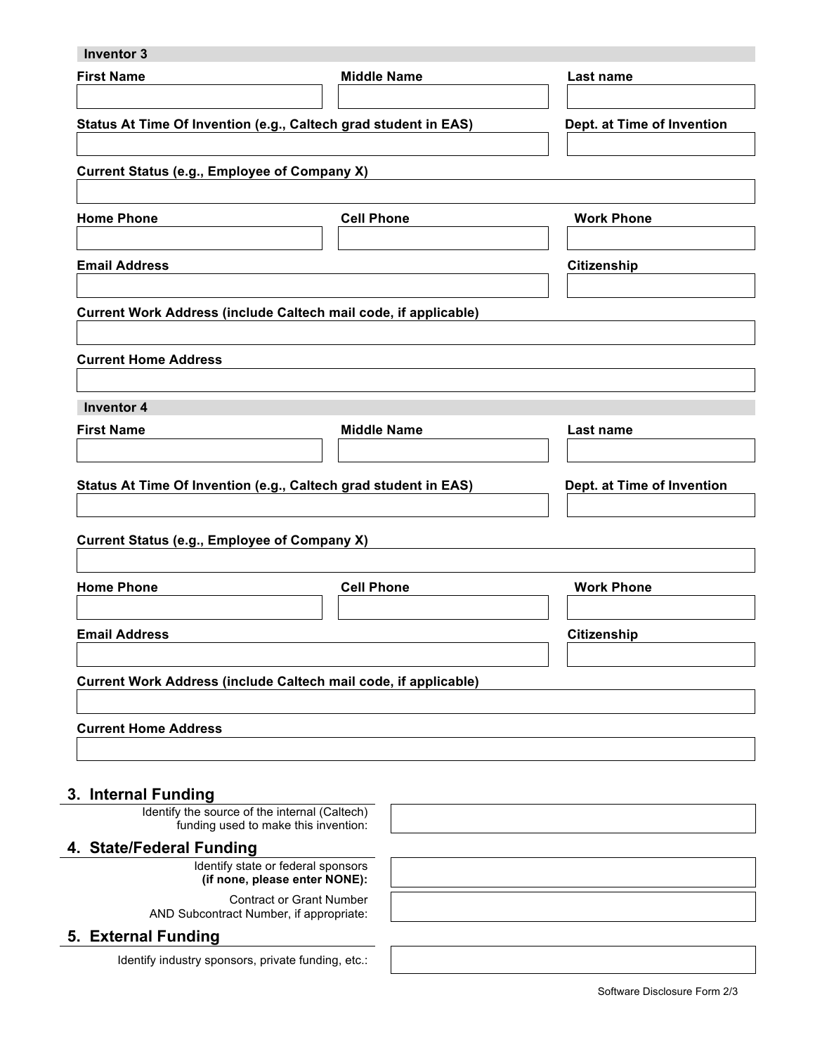### Inventor 3

| First Name | Middle Name | Last name |
|---|---|---|
| | | |

| Status At Time Of Invention (e.g., Caltech grad student in EAS) | Dept. at Time of Invention |
|---|---|
| | |

**Current Status (e.g., Employee of Company X)**

| Home Phone | Cell Phone | Work Phone |
|---|---|---|
| | | |

| Email Address | Citizenship |
|---|---|
| | |

**Current Work Address (include Caltech mail code, if applicable)**

**Current Home Address**

### Inventor 4

| First Name | Middle Name | Last name |
|---|---|---|
| | | |

| Status At Time Of Invention (e.g., Caltech grad student in EAS) | Dept. at Time of Invention |
|---|---|
| | |

**Current Status (e.g., Employee of Company X)**

| Home Phone | Cell Phone | Work Phone |
|---|---|---|
| | | |

| Email Address | Citizenship |
|---|---|
| | |

**Current Work Address (include Caltech mail code, if applicable)**

**Current Home Address**

## 3. Internal Funding

Identify the source of the internal (Caltech) funding used to make this invention:

## 4. State/Federal Funding

Identify state or federal sponsors **(if none, please enter NONE):**

Contract or Grant Number AND Subcontract Number, if appropriate:

## 5. External Funding

Identify industry sponsors, private funding, etc.: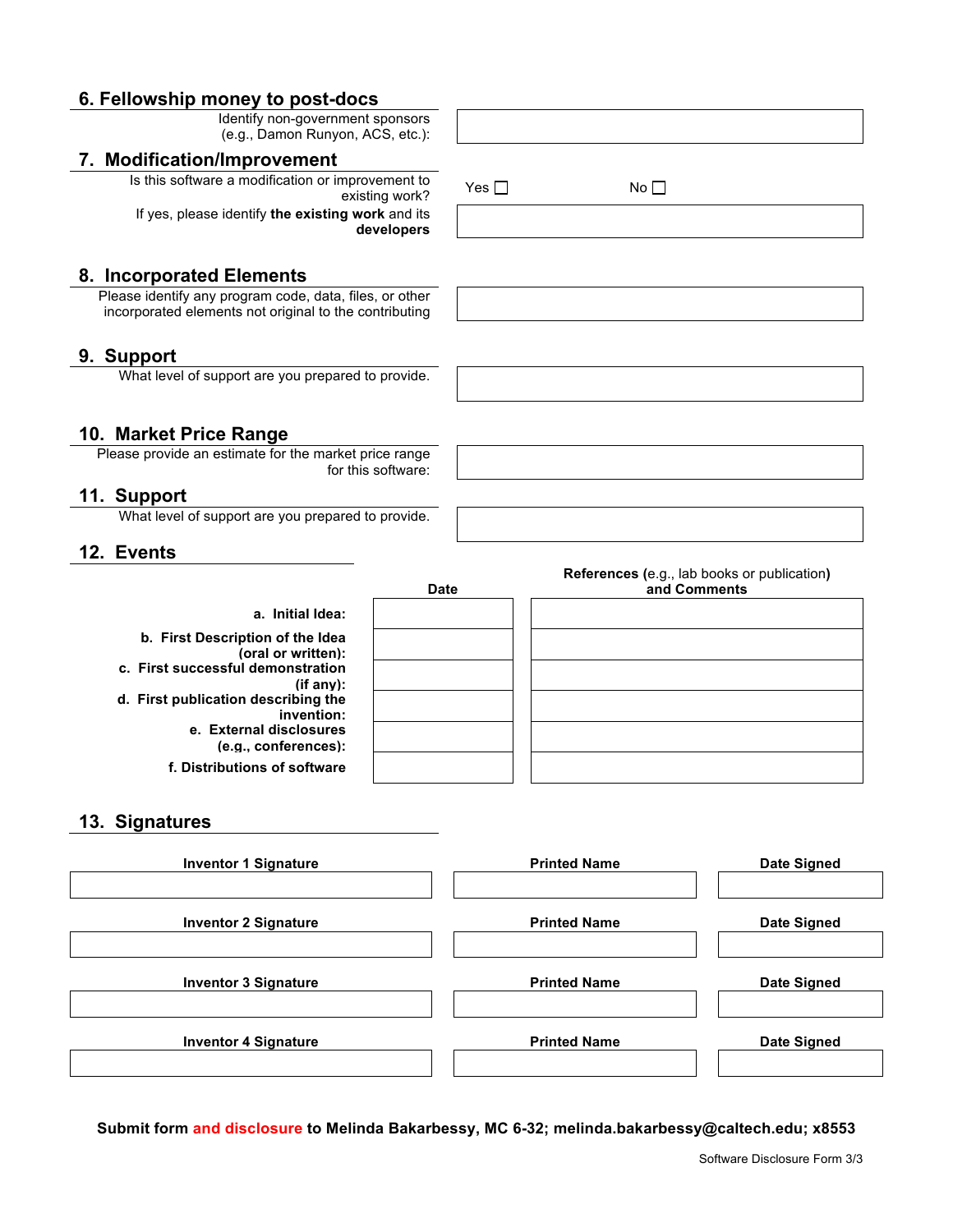## 6. Fellowship money to post-docs

Identify non-government sponsors (e.g., Damon Runyon, ACS, etc.):

## 7. Modification/Improvement

Is this software a modification or improvement to existing work?

Yes ☐ No ☐

If yes, please identify **the existing work** and its **developers**

## 8. Incorporated Elements

Please identify any program code, data, files, or other incorporated elements not original to the contributing

## 9. Support

What level of support are you prepared to provide.

## 10. Market Price Range

Please provide an estimate for the market price range for this software:

## 11. Support

What level of support are you prepared to provide.

## 12. Events

| | Date | **References (**e.g., lab books or publication**) and Comments** |
|---|---|---|
| **a. Initial Idea:** | | |
| **b. First Description of the Idea (oral or written):** | | |
| **c. First successful demonstration (if any):** | | |
| **d. First publication describing the invention:** | | |
| **e. External disclosures (e.g., conferences):** | | |
| **f. Distributions of software** | | |

## 13. Signatures

| Inventor 1 Signature | Printed Name | Date Signed |
|---|---|---|
| | | |

| Inventor 2 Signature | Printed Name | Date Signed |
|---|---|---|
| | | |

| Inventor 3 Signature | Printed Name | Date Signed |
|---|---|---|
| | | |

| Inventor 4 Signature | Printed Name | Date Signed |
|---|---|---|
| | | |

**Submit form and disclosure to Melinda Bakarbessy, MC 6-32; melinda.bakarbessy@caltech.edu; x8553**

Software Disclosure Form 3/3